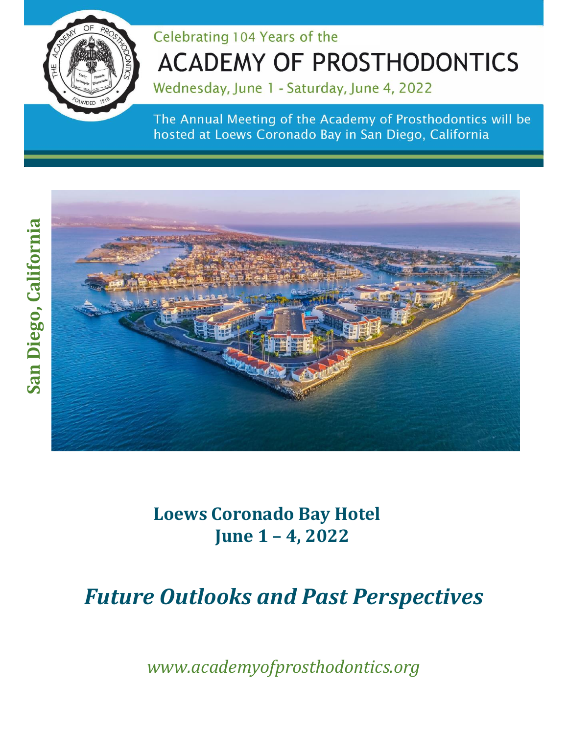Celebrating 104 Years of the

# ACADEMY OF PROSTHODONTICS

Wednesday, June 1 - Saturday, June 4, 2022

The Annual Meeting of the Academy of Prosthodontics will be hosted at Loews Coronado Bay in San Diego, California

**San Diego, California**

## Loews Coronado Bay Hotel
## June 1 – 4, 2022

# *Future Outlooks and Past Perspectives*

*www.academyofprosthodontics.org*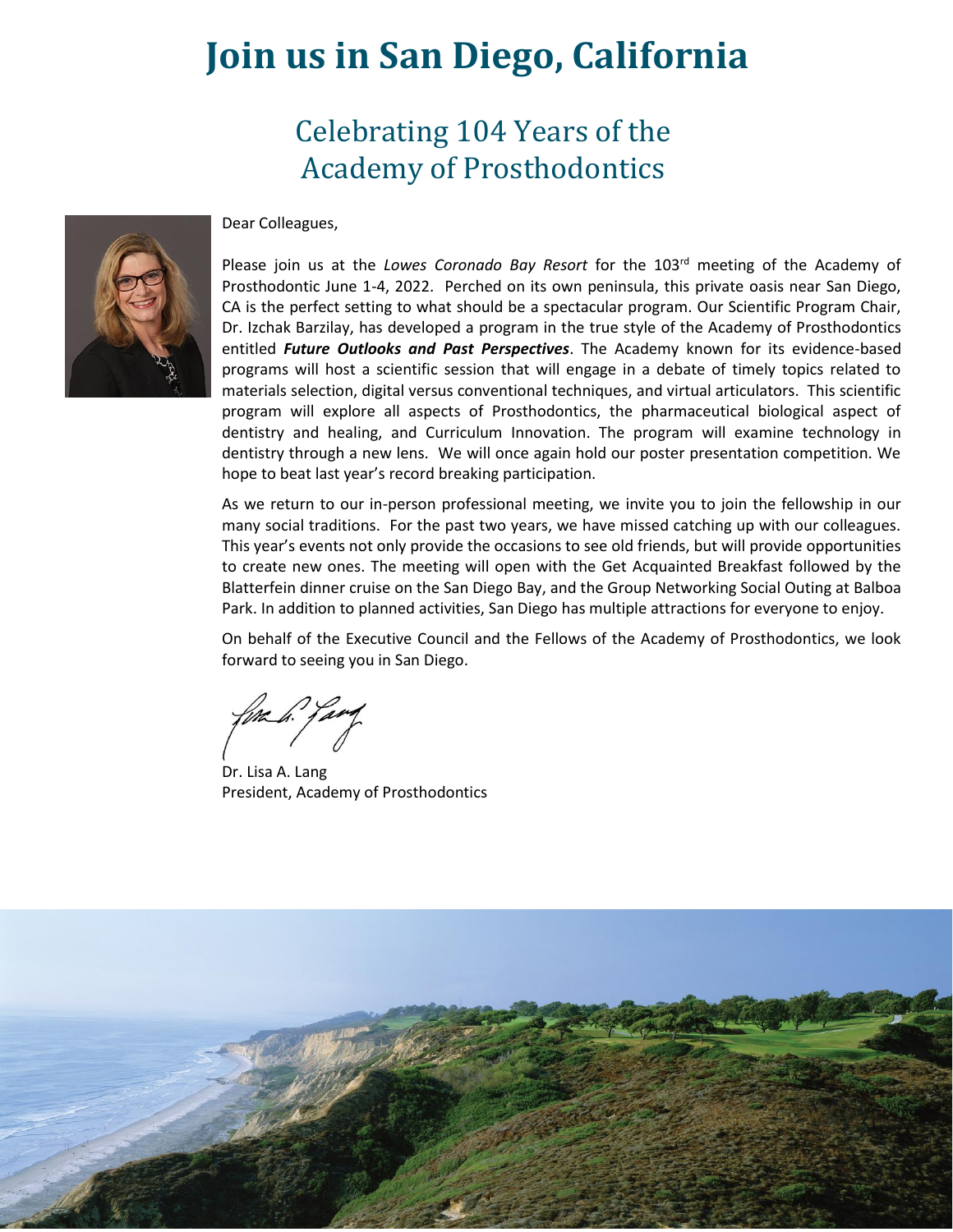# Join us in San Diego, California

## Celebrating 104 Years of the Academy of Prosthodontics

Dear Colleagues,

Please join us at the *Lowes Coronado Bay Resort* for the 103rd meeting of the Academy of Prosthodontic June 1-4, 2022. Perched on its own peninsula, this private oasis near San Diego, CA is the perfect setting to what should be a spectacular program. Our Scientific Program Chair, Dr. Izchak Barzilay, has developed a program in the true style of the Academy of Prosthodontics entitled ***Future Outlooks and Past Perspectives***. The Academy known for its evidence-based programs will host a scientific session that will engage in a debate of timely topics related to materials selection, digital versus conventional techniques, and virtual articulators. This scientific program will explore all aspects of Prosthodontics, the pharmaceutical biological aspect of dentistry and healing, and Curriculum Innovation. The program will examine technology in dentistry through a new lens. We will once again hold our poster presentation competition. We hope to beat last year's record breaking participation.

As we return to our in-person professional meeting, we invite you to join the fellowship in our many social traditions. For the past two years, we have missed catching up with our colleagues. This year's events not only provide the occasions to see old friends, but will provide opportunities to create new ones. The meeting will open with the Get Acquainted Breakfast followed by the Blatterfein dinner cruise on the San Diego Bay, and the Group Networking Social Outing at Balboa Park. In addition to planned activities, San Diego has multiple attractions for everyone to enjoy.

On behalf of the Executive Council and the Fellows of the Academy of Prosthodontics, we look forward to seeing you in San Diego.

Dr. Lisa A. Lang
President, Academy of Prosthodontics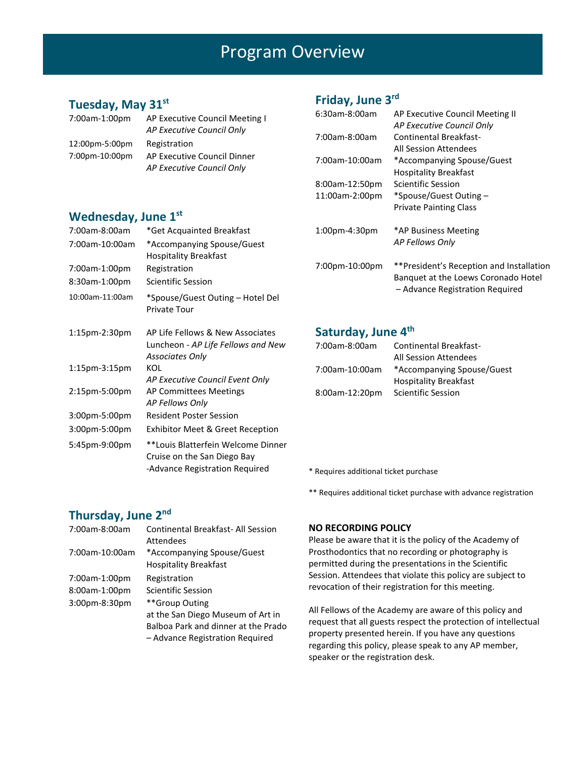# Program Overview

## Tuesday, May 31st

| | |
|---|---|
| 7:00am-1:00pm | AP Executive Council Meeting I *AP Executive Council Only* |
| 12:00pm-5:00pm | Registration |
| 7:00pm-10:00pm | AP Executive Council Dinner *AP Executive Council Only* |

## Wednesday, June 1st

| | |
|---|---|
| 7:00am-8:00am | *Get Acquainted Breakfast |
| 7:00am-10:00am | *Accompanying Spouse/Guest Hospitality Breakfast |
| 7:00am-1:00pm | Registration |
| 8:30am-1:00pm | Scientific Session |
| 10:00am-11:00am | *Spouse/Guest Outing – Hotel Del Private Tour |
| 1:15pm-2:30pm | AP Life Fellows & New Associates Luncheon - *AP Life Fellows and New Associates Only* |
| 1:15pm-3:15pm | KOL *AP Executive Council Event Only* |
| 2:15pm-5:00pm | AP Committees Meetings *AP Fellows Only* |
| 3:00pm-5:00pm | Resident Poster Session |
| 3:00pm-5:00pm | Exhibitor Meet & Greet Reception |
| 5:45pm-9:00pm | **Louis Blatterfein Welcome Dinner Cruise on the San Diego Bay -Advance Registration Required |

## Thursday, June 2nd

| | |
|---|---|
| 7:00am-8:00am | Continental Breakfast- All Session Attendees |
| 7:00am-10:00am | *Accompanying Spouse/Guest Hospitality Breakfast |
| 7:00am-1:00pm | Registration |
| 8:00am-1:00pm | Scientific Session |
| 3:00pm-8:30pm | **Group Outing at the San Diego Museum of Art in Balboa Park and dinner at the Prado – Advance Registration Required |

## Friday, June 3rd

| | |
|---|---|
| 6:30am-8:00am | AP Executive Council Meeting II *AP Executive Council Only* |
| 7:00am-8:00am | Continental Breakfast- All Session Attendees |
| 7:00am-10:00am | *Accompanying Spouse/Guest Hospitality Breakfast |
| 8:00am-12:50pm | Scientific Session |
| 11:00am-2:00pm | *Spouse/Guest Outing – Private Painting Class |
| 1:00pm-4:30pm | *AP Business Meeting *AP Fellows Only* |
| 7:00pm-10:00pm | **President's Reception and Installation Banquet at the Loews Coronado Hotel – Advance Registration Required |

## Saturday, June 4th

| | |
|---|---|
| 7:00am-8:00am | Continental Breakfast- All Session Attendees |
| 7:00am-10:00am | *Accompanying Spouse/Guest Hospitality Breakfast |
| 8:00am-12:20pm | Scientific Session |

\* Requires additional ticket purchase

\** Requires additional ticket purchase with advance registration

**NO RECORDING POLICY**

Please be aware that it is the policy of the Academy of Prosthodontics that no recording or photography is permitted during the presentations in the Scientific Session. Attendees that violate this policy are subject to revocation of their registration for this meeting.

All Fellows of the Academy are aware of this policy and request that all guests respect the protection of intellectual property presented herein. If you have any questions regarding this policy, please speak to any AP member, speaker or the registration desk.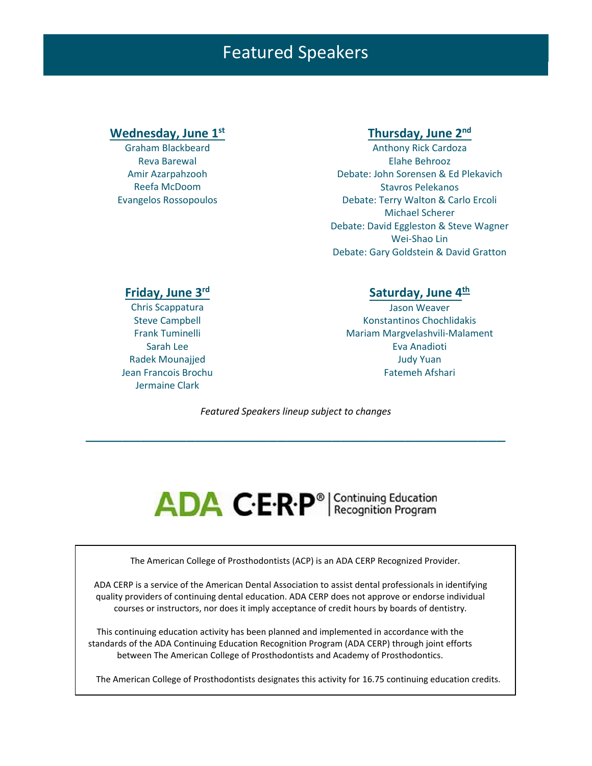# Featured Speakers

## Wednesday, June 1st

Graham Blackbeard
Reva Barewal
Amir Azarpahzooh
Reefa McDoom
Evangelos Rossopoulos

## Thursday, June 2nd

Anthony Rick Cardoza
Elahe Behrooz
Debate: John Sorensen & Ed Plekavich
Stavros Pelekanos
Debate: Terry Walton & Carlo Ercoli
Michael Scherer
Debate: David Eggleston & Steve Wagner
Wei-Shao Lin
Debate: Gary Goldstein & David Gratton

## Friday, June 3rd

Chris Scappatura
Steve Campbell
Frank Tuminelli
Sarah Lee
Radek Mounajjed
Jean Francois Brochu
Jermaine Clark

## Saturday, June 4th

Jason Weaver
Konstantinos Chochlidakis
Mariam Margvelashvili-Malament
Eva Anadioti
Judy Yuan
Fatemeh Afshari

*Featured Speakers lineup subject to changes*

---

ADA C·E·R·P® | Continuing Education Recognition Program

The American College of Prosthodontists (ACP) is an ADA CERP Recognized Provider.

ADA CERP is a service of the American Dental Association to assist dental professionals in identifying quality providers of continuing dental education. ADA CERP does not approve or endorse individual courses or instructors, nor does it imply acceptance of credit hours by boards of dentistry.

This continuing education activity has been planned and implemented in accordance with the standards of the ADA Continuing Education Recognition Program (ADA CERP) through joint efforts between The American College of Prosthodontists and Academy of Prosthodontics.

The American College of Prosthodontists designates this activity for 16.75 continuing education credits.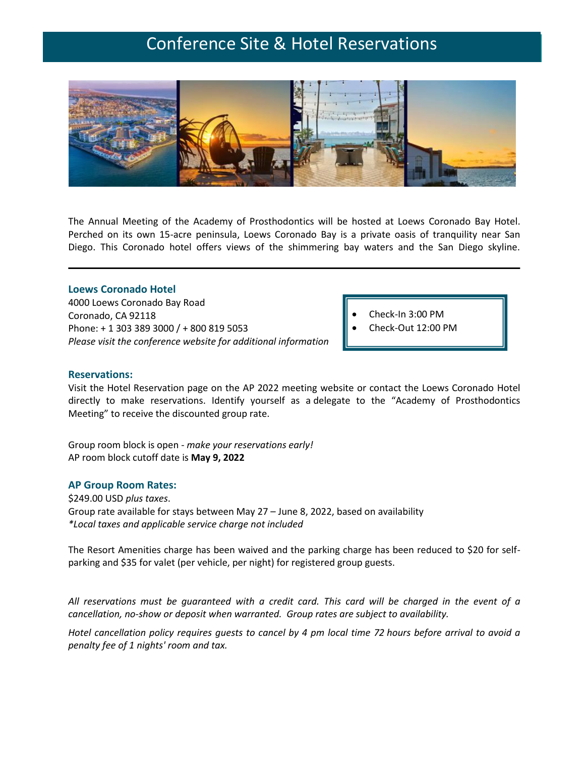# Conference Site & Hotel Reservations

The Annual Meeting of the Academy of Prosthodontics will be hosted at Loews Coronado Bay Hotel. Perched on its own 15-acre peninsula, Loews Coronado Bay is a private oasis of tranquility near San Diego. This Coronado hotel offers views of the shimmering bay waters and the San Diego skyline.

---

### Loews Coronado Hotel

4000 Loews Coronado Bay Road
Coronado, CA 92118
Phone: + 1 303 389 3000 / + 800 819 5053
*Please visit the conference website for additional information*

- Check-In 3:00 PM
- Check-Out 12:00 PM

### Reservations:

Visit the Hotel Reservation page on the AP 2022 meeting website or contact the Loews Coronado Hotel directly to make reservations. Identify yourself as a delegate to the "Academy of Prosthodontics Meeting" to receive the discounted group rate.

Group room block is open - *make your reservations early!*
AP room block cutoff date is **May 9, 2022**

### AP Group Room Rates:

$249.00 USD *plus taxes*.
Group rate available for stays between May 27 – June 8, 2022, based on availability
*\*Local taxes and applicable service charge not included*

The Resort Amenities charge has been waived and the parking charge has been reduced to $20 for self-parking and $35 for valet (per vehicle, per night) for registered group guests.

*All reservations must be guaranteed with a credit card. This card will be charged in the event of a cancellation, no-show or deposit when warranted. Group rates are subject to availability.*

*Hotel cancellation policy requires guests to cancel by 4 pm local time 72 hours before arrival to avoid a penalty fee of 1 nights' room and tax.*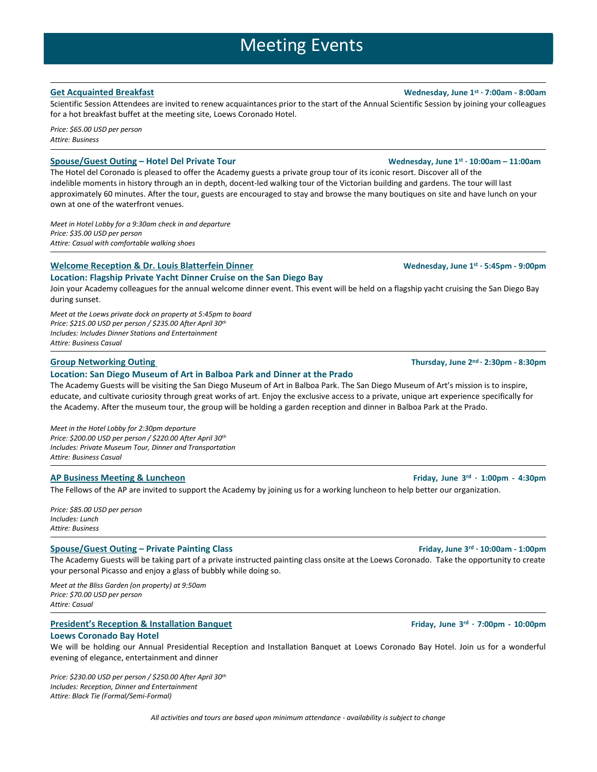# Meeting Events

---

### Get Acquainted Breakfast

**Wednesday, June 1st · 7:00am - 8:00am**

Scientific Session Attendees are invited to renew acquaintances prior to the start of the Annual Scientific Session by joining your colleagues for a hot breakfast buffet at the meeting site, Loews Coronado Hotel.

*Price: $65.00 USD per person*
*Attire: Business*

---

### Spouse/Guest Outing – Hotel Del Private Tour

**Wednesday, June 1st · 10:00am – 11:00am**

The Hotel del Coronado is pleased to offer the Academy guests a private group tour of its iconic resort. Discover all of the indelible moments in history through an in depth, docent-led walking tour of the Victorian building and gardens. The tour will last approximately 60 minutes. After the tour, guests are encouraged to stay and browse the many boutiques on site and have lunch on your own at one of the waterfront venues.

*Meet in Hotel Lobby for a 9:30am check in and departure*
*Price: $35.00 USD per person*
*Attire: Casual with comfortable walking shoes*

---

### Welcome Reception & Dr. Louis Blatterfein Dinner

**Wednesday, June 1st · 5:45pm - 9:00pm**

**Location: Flagship Private Yacht Dinner Cruise on the San Diego Bay**

Join your Academy colleagues for the annual welcome dinner event. This event will be held on a flagship yacht cruising the San Diego Bay during sunset.

*Meet at the Loews private dock on property at 5:45pm to board*
*Price: $215.00 USD per person / $235.00 After April 30th*
*Includes: Includes Dinner Stations and Entertainment*
*Attire: Business Casual*

---

### Group Networking Outing

**Thursday, June 2nd · 2:30pm - 8:30pm**

**Location: San Diego Museum of Art in Balboa Park and Dinner at the Prado**

The Academy Guests will be visiting the San Diego Museum of Art in Balboa Park. The San Diego Museum of Art's mission is to inspire, educate, and cultivate curiosity through great works of art. Enjoy the exclusive access to a private, unique art experience specifically for the Academy. After the museum tour, the group will be holding a garden reception and dinner in Balboa Park at the Prado.

*Meet in the Hotel Lobby for 2:30pm departure*
*Price: $200.00 USD per person / $220.00 After April 30th*
*Includes: Private Museum Tour, Dinner and Transportation*
*Attire: Business Casual*

---

### AP Business Meeting & Luncheon

**Friday, June 3rd · 1:00pm - 4:30pm**

The Fellows of the AP are invited to support the Academy by joining us for a working luncheon to help better our organization.

*Price: $85.00 USD per person*
*Includes: Lunch*
*Attire: Business*

---

### Spouse/Guest Outing – Private Painting Class

**Friday, June 3rd · 10:00am - 1:00pm**

The Academy Guests will be taking part of a private instructed painting class onsite at the Loews Coronado. Take the opportunity to create your personal Picasso and enjoy a glass of bubbly while doing so.

*Meet at the Bliss Garden (on property) at 9:50am*
*Price: $70.00 USD per person*
*Attire: Casual*

---

### President's Reception & Installation Banquet

**Friday, June 3rd · 7:00pm - 10:00pm**

**Loews Coronado Bay Hotel**

We will be holding our Annual Presidential Reception and Installation Banquet at Loews Coronado Bay Hotel. Join us for a wonderful evening of elegance, entertainment and dinner

*Price: $230.00 USD per person / $250.00 After April 30th*
*Includes: Reception, Dinner and Entertainment*
*Attire: Black Tie (Formal/Semi-Formal)*

*All activities and tours are based upon minimum attendance - availability is subject to change*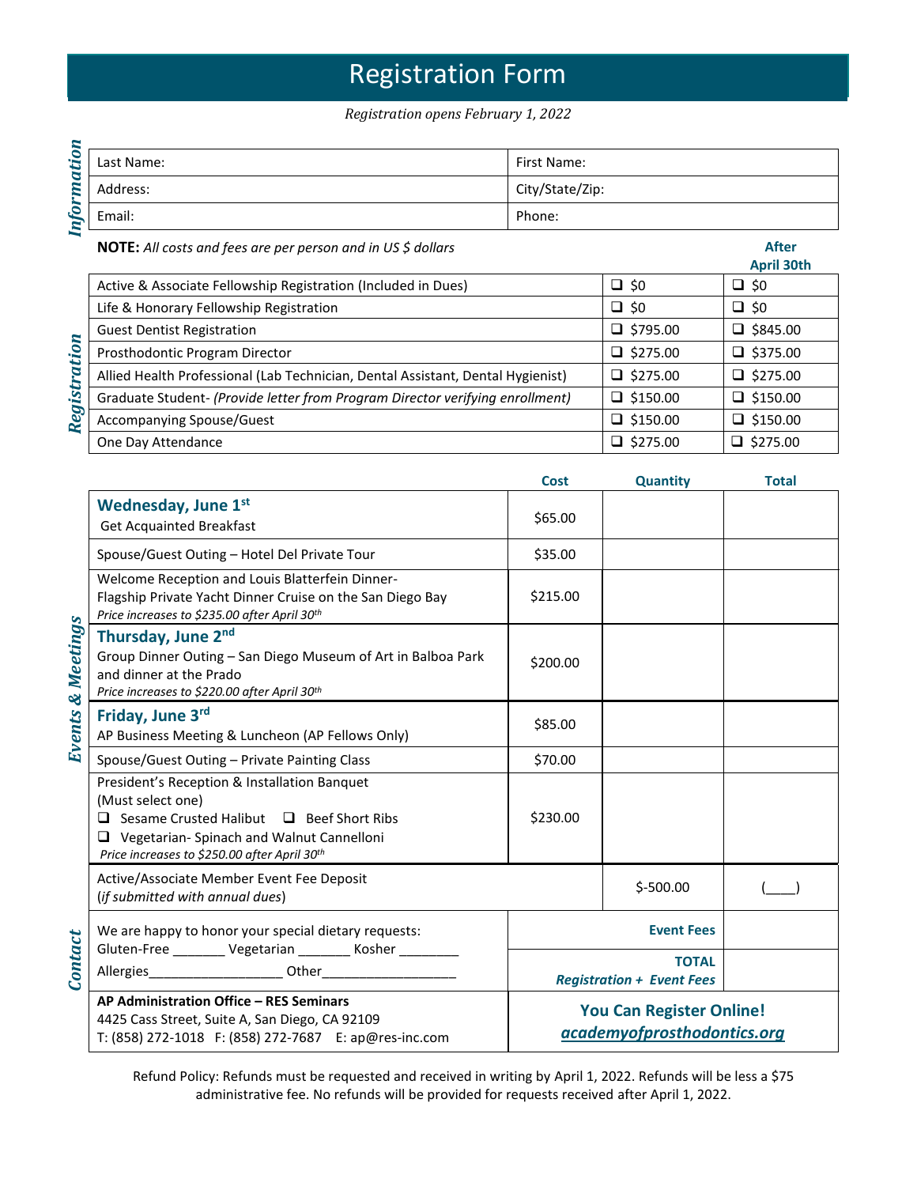# Registration Form

*Registration opens February 1, 2022*

## Information

| | |
|---|---|
| Last Name: | First Name: |
| Address: | City/State/Zip: |
| Email: | Phone: |

## Registration

**NOTE:** *All costs and fees are per person and in US $ dollars*

| | | After April 30th |
|---|---|---|
| Active & Associate Fellowship Registration (Included in Dues) | ❑ $0 | ❑ $0 |
| Life & Honorary Fellowship Registration | ❑ $0 | ❑ $0 |
| Guest Dentist Registration | ❑ $795.00 | ❑ $845.00 |
| Prosthodontic Program Director | ❑ $275.00 | ❑ $375.00 |
| Allied Health Professional (Lab Technician, Dental Assistant, Dental Hygienist) | ❑ $275.00 | ❑ $275.00 |
| Graduate Student- *(Provide letter from Program Director verifying enrollment)* | ❑ $150.00 | ❑ $150.00 |
| Accompanying Spouse/Guest | ❑ $150.00 | ❑ $150.00 |
| One Day Attendance | ❑ $275.00 | ❑ $275.00 |

## Events & Meetings

| | Cost | Quantity | Total |
|---|---|---|---|
| **Wednesday, June 1st** Get Acquainted Breakfast | $65.00 | | |
| Spouse/Guest Outing – Hotel Del Private Tour | $35.00 | | |
| Welcome Reception and Louis Blatterfein Dinner- Flagship Private Yacht Dinner Cruise on the San Diego Bay *Price increases to $235.00 after April 30th* | $215.00 | | |
| **Thursday, June 2nd** Group Dinner Outing – San Diego Museum of Art in Balboa Park and dinner at the Prado *Price increases to $220.00 after April 30th* | $200.00 | | |
| **Friday, June 3rd** AP Business Meeting & Luncheon (AP Fellows Only) | $85.00 | | |
| Spouse/Guest Outing – Private Painting Class | $70.00 | | |
| President's Reception & Installation Banquet (Must select one) ❑ Sesame Crusted Halibut ❑ Beef Short Ribs ❑ Vegetarian- Spinach and Walnut Cannelloni *Price increases to $250.00 after April 30th* | $230.00 | | |
| Active/Associate Member Event Fee Deposit (*if submitted with annual dues*) | | $-500.00 | (____) |

## Contact

We are happy to honor your special dietary requests:
Gluten-Free _______ Vegetarian _______ Kosher ________
Allergies__________________ Other__________________

**Event Fees** ______

**TOTAL** *Registration + Event Fees* ______

**AP Administration Office – RES Seminars**
4425 Cass Street, Suite A, San Diego, CA 92109
T: (858) 272-1018 F: (858) 272-7687 E: ap@res-inc.com

**You Can Register Online!**
***academyofprosthodontics.org***

Refund Policy: Refunds must be requested and received in writing by April 1, 2022. Refunds will be less a $75 administrative fee. No refunds will be provided for requests received after April 1, 2022.